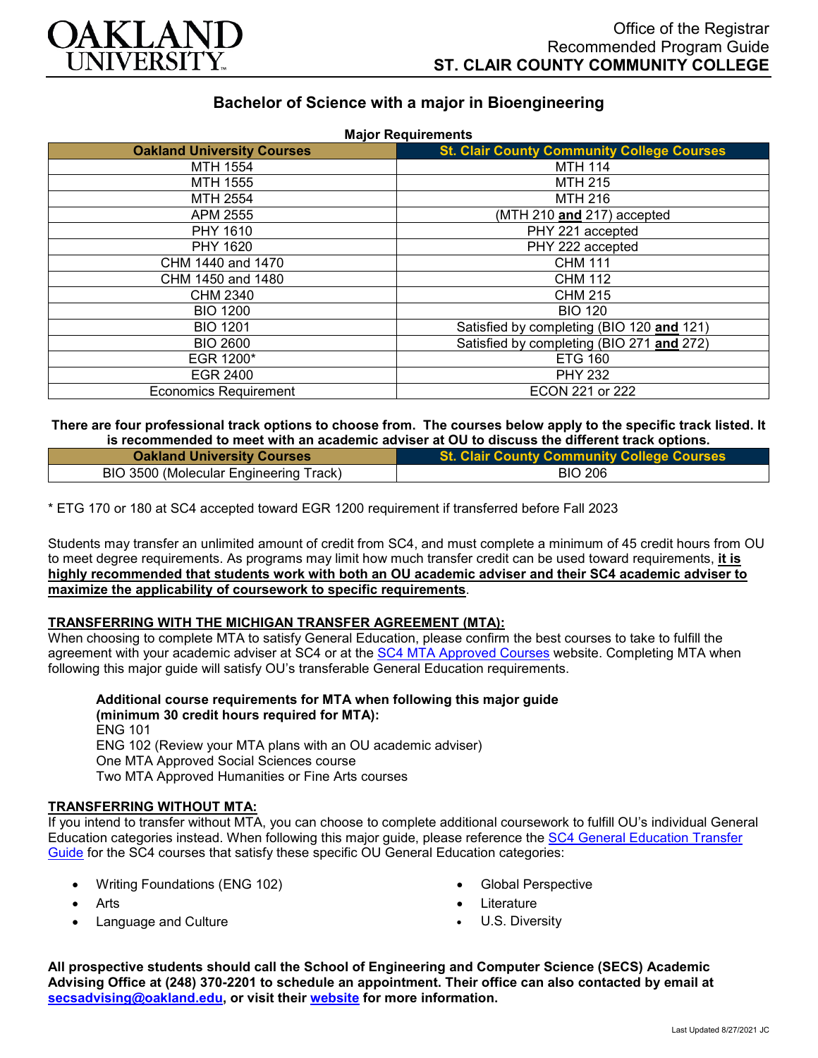Office of the Registrar
Recommended Program Guide
**ST. CLAIR COUNTY COMMUNITY COLLEGE**

# Bachelor of Science with a major in Bioengineering

**Major Requirements**

| Oakland University Courses | St. Clair County Community College Courses |
|---|---|
| MTH 1554 | MTH 114 |
| MTH 1555 | MTH 215 |
| MTH 2554 | MTH 216 |
| APM 2555 | (MTH 210 **and** 217) accepted |
| PHY 1610 | PHY 221 accepted |
| PHY 1620 | PHY 222 accepted |
| CHM 1440 and 1470 | CHM 111 |
| CHM 1450 and 1480 | CHM 112 |
| CHM 2340 | CHM 215 |
| BIO 1200 | BIO 120 |
| BIO 1201 | Satisfied by completing (BIO 120 **and** 121) |
| BIO 2600 | Satisfied by completing (BIO 271 **and** 272) |
| EGR 1200* | ETG 160 |
| EGR 2400 | PHY 232 |
| Economics Requirement | ECON 221 or 222 |

**There are four professional track options to choose from. The courses below apply to the specific track listed. It is recommended to meet with an academic adviser at OU to discuss the different track options.**

| Oakland University Courses | St. Clair County Community College Courses |
|---|---|
| BIO 3500 (Molecular Engineering Track) | BIO 206 |

* ETG 170 or 180 at SC4 accepted toward EGR 1200 requirement if transferred before Fall 2023

Students may transfer an unlimited amount of credit from SC4, and must complete a minimum of 45 credit hours from OU to meet degree requirements. As programs may limit how much transfer credit can be used toward requirements, **it is highly recommended that students work with both an OU academic adviser and their SC4 academic adviser to maximize the applicability of coursework to specific requirements**.

## TRANSFERRING WITH THE MICHIGAN TRANSFER AGREEMENT (MTA):

When choosing to complete MTA to satisfy General Education, please confirm the best courses to take to fulfill the agreement with your academic adviser at SC4 or at the SC4 MTA Approved Courses website. Completing MTA when following this major guide will satisfy OU's transferable General Education requirements.

**Additional course requirements for MTA when following this major guide (minimum 30 credit hours required for MTA):**
ENG 101
ENG 102 (Review your MTA plans with an OU academic adviser)
One MTA Approved Social Sciences course
Two MTA Approved Humanities or Fine Arts courses

## TRANSFERRING WITHOUT MTA:

If you intend to transfer without MTA, you can choose to complete additional coursework to fulfill OU's individual General Education categories instead. When following this major guide, please reference the SC4 General Education Transfer Guide for the SC4 courses that satisfy these specific OU General Education categories:

- Writing Foundations (ENG 102)
- Arts
- Language and Culture
- Global Perspective
- Literature
- U.S. Diversity

**All prospective students should call the School of Engineering and Computer Science (SECS) Academic Advising Office at (248) 370-2201 to schedule an appointment. Their office can also contacted by email at secsadvising@oakland.edu, or visit their website for more information.**

Last Updated 8/27/2021 JC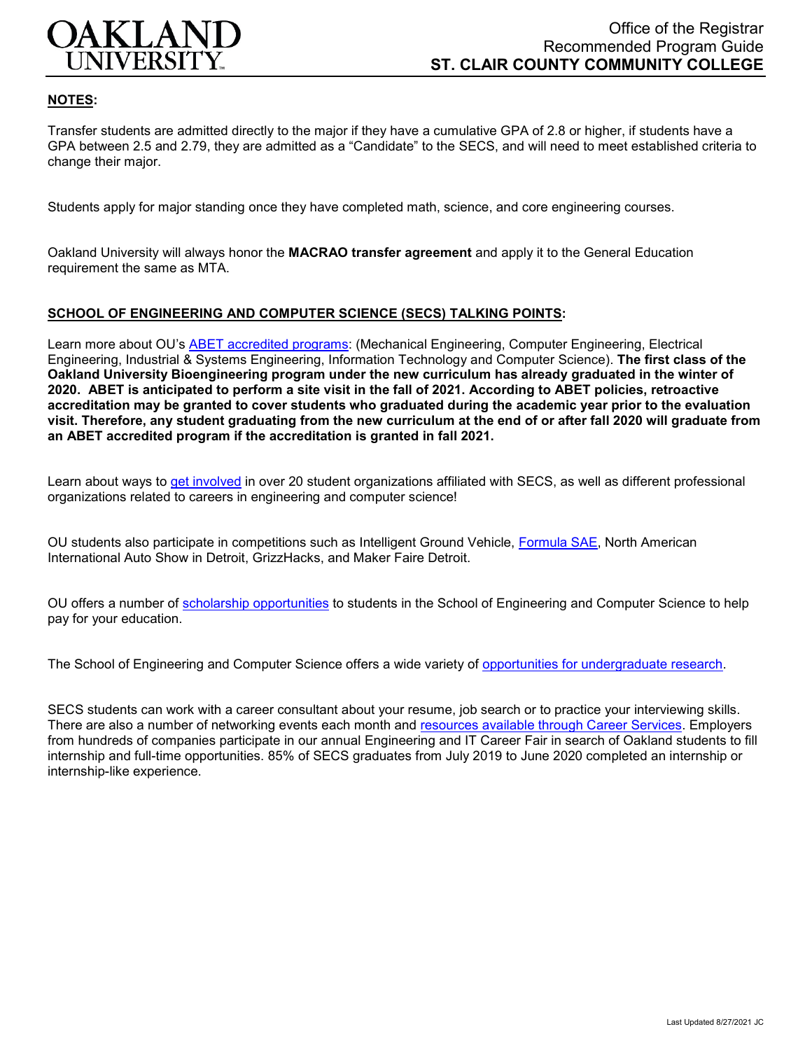**NOTES:**

Transfer students are admitted directly to the major if they have a cumulative GPA of 2.8 or higher, if students have a GPA between 2.5 and 2.79, they are admitted as a "Candidate" to the SECS, and will need to meet established criteria to change their major.

Students apply for major standing once they have completed math, science, and core engineering courses.

Oakland University will always honor the **MACRAO transfer agreement** and apply it to the General Education requirement the same as MTA.

**SCHOOL OF ENGINEERING AND COMPUTER SCIENCE (SECS) TALKING POINTS:**

Learn more about OU's ABET accredited programs: (Mechanical Engineering, Computer Engineering, Electrical Engineering, Industrial & Systems Engineering, Information Technology and Computer Science). **The first class of the Oakland University Bioengineering program under the new curriculum has already graduated in the winter of 2020. ABET is anticipated to perform a site visit in the fall of 2021. According to ABET policies, retroactive accreditation may be granted to cover students who graduated during the academic year prior to the evaluation visit. Therefore, any student graduating from the new curriculum at the end of or after fall 2020 will graduate from an ABET accredited program if the accreditation is granted in fall 2021.**

Learn about ways to get involved in over 20 student organizations affiliated with SECS, as well as different professional organizations related to careers in engineering and computer science!

OU students also participate in competitions such as Intelligent Ground Vehicle, Formula SAE, North American International Auto Show in Detroit, GrizzHacks, and Maker Faire Detroit.

OU offers a number of scholarship opportunities to students in the School of Engineering and Computer Science to help pay for your education.

The School of Engineering and Computer Science offers a wide variety of opportunities for undergraduate research.

SECS students can work with a career consultant about your resume, job search or to practice your interviewing skills. There are also a number of networking events each month and resources available through Career Services. Employers from hundreds of companies participate in our annual Engineering and IT Career Fair in search of Oakland students to fill internship and full-time opportunities. 85% of SECS graduates from July 2019 to June 2020 completed an internship or internship-like experience.

Last Updated 8/27/2021 JC